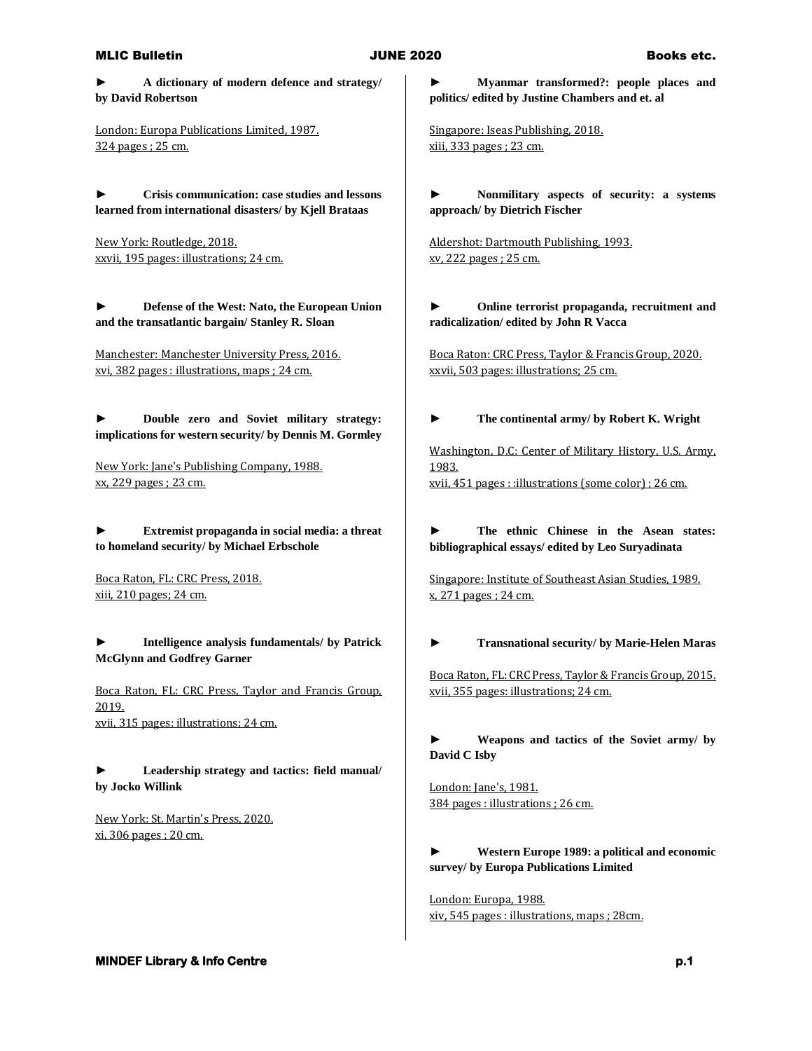► **A dictionary of modern defence and strategy/ by David Robertson**

London: Europa Publications Limited, 1987.
324 pages ; 25 cm.

► **Crisis communication: case studies and lessons learned from international disasters/ by Kjell Brataas**

New York: Routledge, 2018.
xxvii, 195 pages: illustrations; 24 cm.

► **Defense of the West: Nato, the European Union and the transatlantic bargain/ Stanley R. Sloan**

Manchester: Manchester University Press, 2016.
xvi, 382 pages : illustrations, maps ; 24 cm.

► **Double zero and Soviet military strategy: implications for western security/ by Dennis M. Gormley**

New York: Jane's Publishing Company, 1988.
xx, 229 pages ; 23 cm.

► **Extremist propaganda in social media: a threat to homeland security/ by Michael Erbschole**

Boca Raton, FL: CRC Press, 2018.
xiii, 210 pages; 24 cm.

► **Intelligence analysis fundamentals/ by Patrick McGlynn and Godfrey Garner**

Boca Raton, FL: CRC Press, Taylor and Francis Group, 2019.
xvii, 315 pages: illustrations; 24 cm.

► **Leadership strategy and tactics: field manual/ by Jocko Willink**

New York: St. Martin's Press, 2020.
xi, 306 pages ; 20 cm.

► **Myanmar transformed?: people places and politics/ edited by Justine Chambers and et. al**

Singapore: Iseas Publishing, 2018.
xiii, 333 pages ; 23 cm.

► **Nonmilitary aspects of security: a systems approach/ by Dietrich Fischer**

Aldershot: Dartmouth Publishing, 1993.
xv, 222 pages ; 25 cm.

► **Online terrorist propaganda, recruitment and radicalization/ edited by John R Vacca**

Boca Raton: CRC Press, Taylor & Francis Group, 2020.
xxvii, 503 pages: illustrations; 25 cm.

► **The continental army/ by Robert K. Wright**

Washington, D.C: Center of Military History, U.S. Army, 1983.
xvii, 451 pages : :illustrations (some color) ; 26 cm.

► **The ethnic Chinese in the Asean states: bibliographical essays/ edited by Leo Suryadinata**

Singapore: Institute of Southeast Asian Studies, 1989.
x, 271 pages ; 24 cm.

► **Transnational security/ by Marie-Helen Maras**

Boca Raton, FL: CRC Press, Taylor & Francis Group, 2015.
xvii, 355 pages: illustrations; 24 cm.

► **Weapons and tactics of the Soviet army/ by David C Isby**

London: Jane's, 1981.
384 pages : illustrations ; 26 cm.

► **Western Europe 1989: a political and economic survey/ by Europa Publications Limited**

London: Europa, 1988.
xiv, 545 pages : illustrations, maps ; 28cm.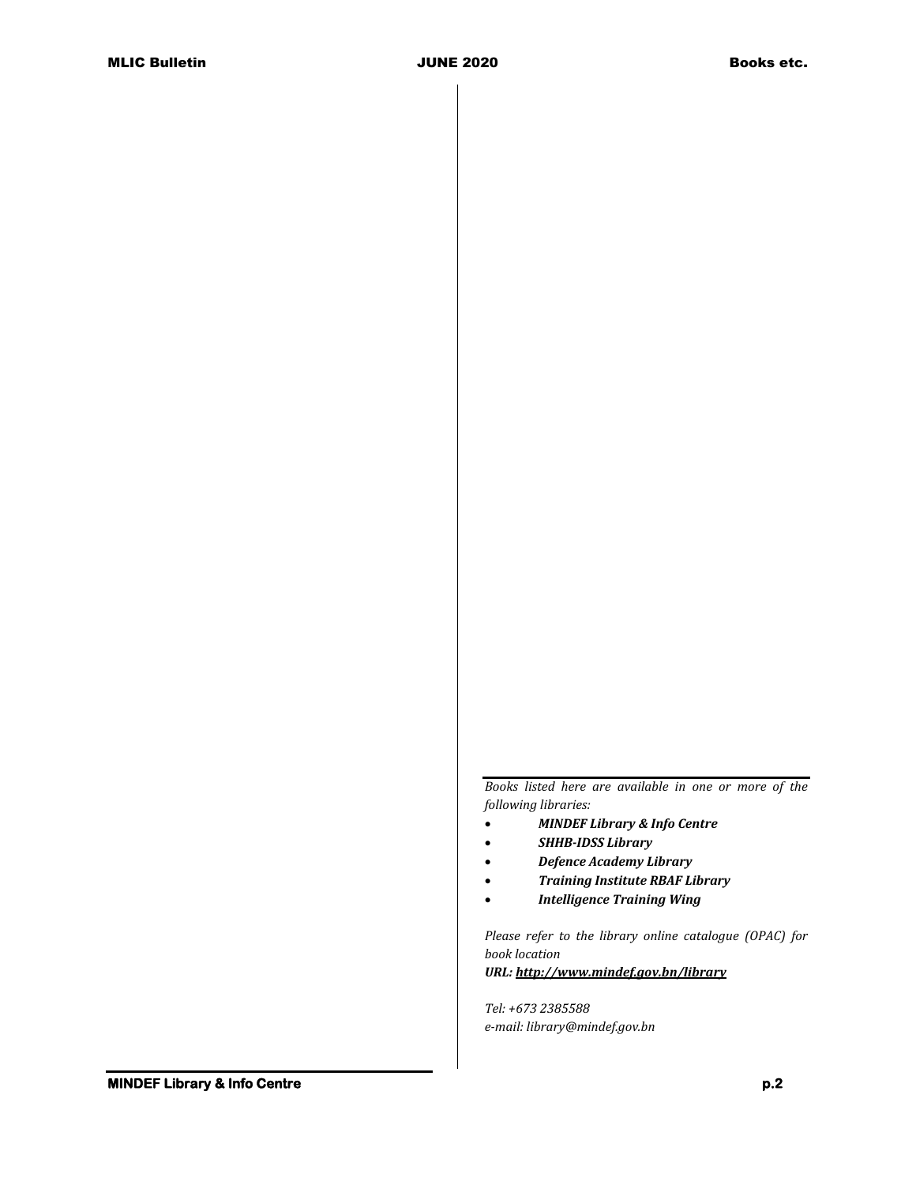*Books listed here are available in one or more of the following libraries:*

- ***MINDEF Library & Info Centre***
- ***SHHB-IDSS Library***
- ***Defence Academy Library***
- ***Training Institute RBAF Library***
- ***Intelligence Training Wing***

*Please refer to the library online catalogue (OPAC) for book location*
***URL: http://www.mindef.gov.bn/library***

*Tel: +673 2385588*
*e-mail: library@mindef.gov.bn*